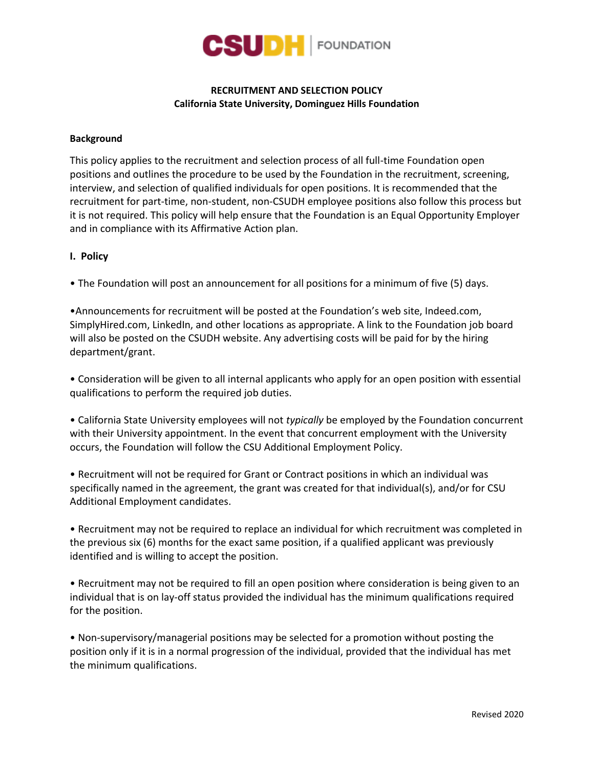# RECRUITMENT AND SELECTION POLICY
## California State University, Dominguez Hills Foundation

**Background**

This policy applies to the recruitment and selection process of all full-time Foundation open positions and outlines the procedure to be used by the Foundation in the recruitment, screening, interview, and selection of qualified individuals for open positions. It is recommended that the recruitment for part-time, non-student, non-CSUDH employee positions also follow this process but it is not required. This policy will help ensure that the Foundation is an Equal Opportunity Employer and in compliance with its Affirmative Action plan.

**I. Policy**

- The Foundation will post an announcement for all positions for a minimum of five (5) days.

- Announcements for recruitment will be posted at the Foundation's web site, Indeed.com, SimplyHired.com, LinkedIn, and other locations as appropriate. A link to the Foundation job board will also be posted on the CSUDH website. Any advertising costs will be paid for by the hiring department/grant.

- Consideration will be given to all internal applicants who apply for an open position with essential qualifications to perform the required job duties.

- California State University employees will not *typically* be employed by the Foundation concurrent with their University appointment. In the event that concurrent employment with the University occurs, the Foundation will follow the CSU Additional Employment Policy.

- Recruitment will not be required for Grant or Contract positions in which an individual was specifically named in the agreement, the grant was created for that individual(s), and/or for CSU Additional Employment candidates.

- Recruitment may not be required to replace an individual for which recruitment was completed in the previous six (6) months for the exact same position, if a qualified applicant was previously identified and is willing to accept the position.

- Recruitment may not be required to fill an open position where consideration is being given to an individual that is on lay-off status provided the individual has the minimum qualifications required for the position.

- Non-supervisory/managerial positions may be selected for a promotion without posting the position only if it is in a normal progression of the individual, provided that the individual has met the minimum qualifications.

Revised 2020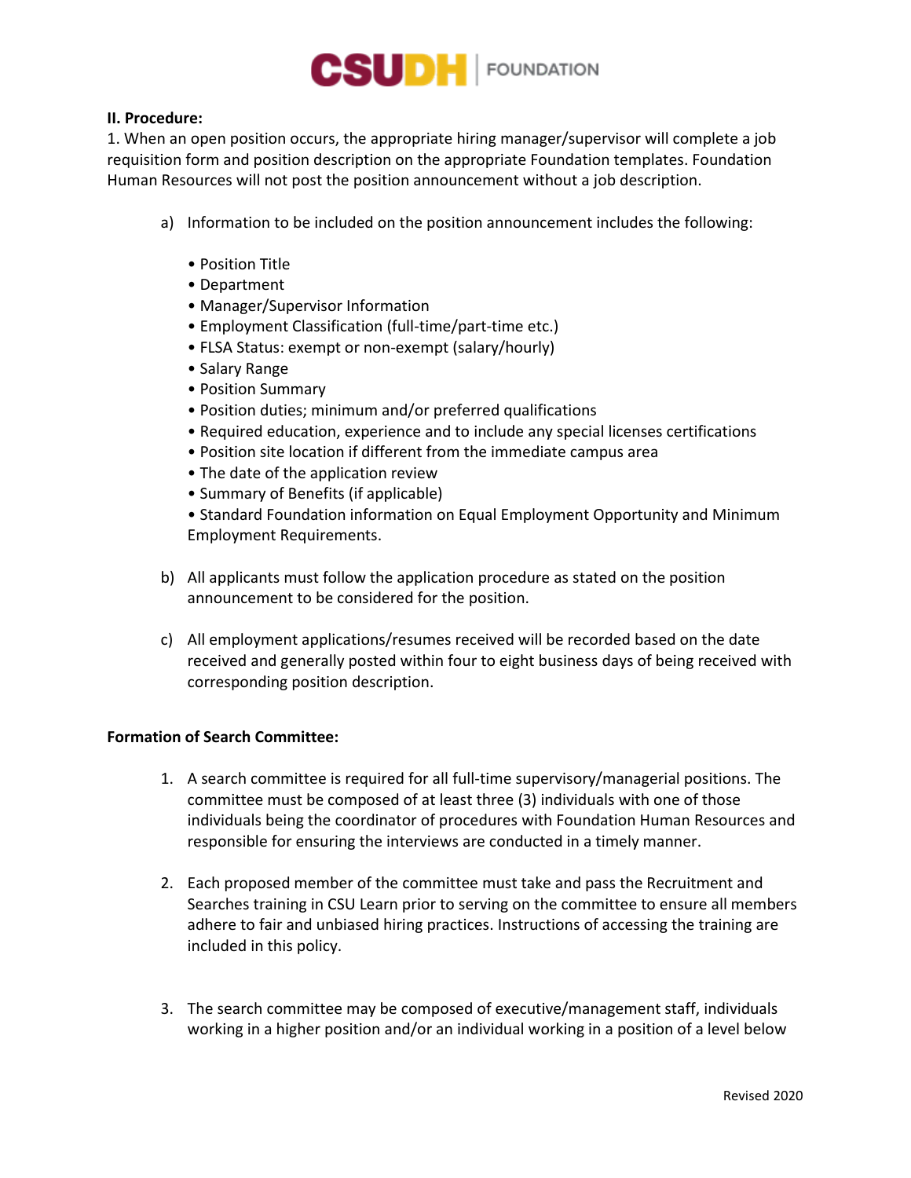**II. Procedure:**

1. When an open position occurs, the appropriate hiring manager/supervisor will complete a job requisition form and position description on the appropriate Foundation templates. Foundation Human Resources will not post the position announcement without a job description.

   a) Information to be included on the position announcement includes the following:

      - Position Title
      - Department
      - Manager/Supervisor Information
      - Employment Classification (full-time/part-time etc.)
      - FLSA Status: exempt or non-exempt (salary/hourly)
      - Salary Range
      - Position Summary
      - Position duties; minimum and/or preferred qualifications
      - Required education, experience and to include any special licenses certifications
      - Position site location if different from the immediate campus area
      - The date of the application review
      - Summary of Benefits (if applicable)
      - Standard Foundation information on Equal Employment Opportunity and Minimum Employment Requirements.

   b) All applicants must follow the application procedure as stated on the position announcement to be considered for the position.

   c) All employment applications/resumes received will be recorded based on the date received and generally posted within four to eight business days of being received with corresponding position description.

**Formation of Search Committee:**

1. A search committee is required for all full-time supervisory/managerial positions. The committee must be composed of at least three (3) individuals with one of those individuals being the coordinator of procedures with Foundation Human Resources and responsible for ensuring the interviews are conducted in a timely manner.

2. Each proposed member of the committee must take and pass the Recruitment and Searches training in CSU Learn prior to serving on the committee to ensure all members adhere to fair and unbiased hiring practices. Instructions of accessing the training are included in this policy.

3. The search committee may be composed of executive/management staff, individuals working in a higher position and/or an individual working in a position of a level below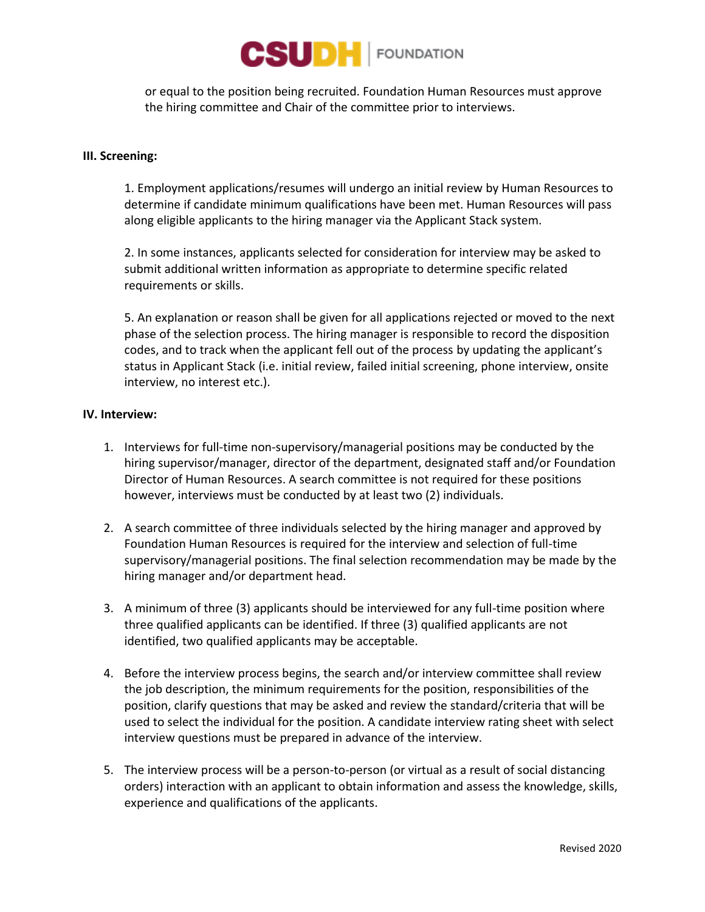or equal to the position being recruited. Foundation Human Resources must approve the hiring committee and Chair of the committee prior to interviews.

**III. Screening:**

1. Employment applications/resumes will undergo an initial review by Human Resources to determine if candidate minimum qualifications have been met. Human Resources will pass along eligible applicants to the hiring manager via the Applicant Stack system.

2. In some instances, applicants selected for consideration for interview may be asked to submit additional written information as appropriate to determine specific related requirements or skills.

5. An explanation or reason shall be given for all applications rejected or moved to the next phase of the selection process. The hiring manager is responsible to record the disposition codes, and to track when the applicant fell out of the process by updating the applicant's status in Applicant Stack (i.e. initial review, failed initial screening, phone interview, onsite interview, no interest etc.).

**IV. Interview:**

1. Interviews for full-time non-supervisory/managerial positions may be conducted by the hiring supervisor/manager, director of the department, designated staff and/or Foundation Director of Human Resources. A search committee is not required for these positions however, interviews must be conducted by at least two (2) individuals.

2. A search committee of three individuals selected by the hiring manager and approved by Foundation Human Resources is required for the interview and selection of full-time supervisory/managerial positions. The final selection recommendation may be made by the hiring manager and/or department head.

3. A minimum of three (3) applicants should be interviewed for any full-time position where three qualified applicants can be identified. If three (3) qualified applicants are not identified, two qualified applicants may be acceptable.

4. Before the interview process begins, the search and/or interview committee shall review the job description, the minimum requirements for the position, responsibilities of the position, clarify questions that may be asked and review the standard/criteria that will be used to select the individual for the position. A candidate interview rating sheet with select interview questions must be prepared in advance of the interview.

5. The interview process will be a person-to-person (or virtual as a result of social distancing orders) interaction with an applicant to obtain information and assess the knowledge, skills, experience and qualifications of the applicants.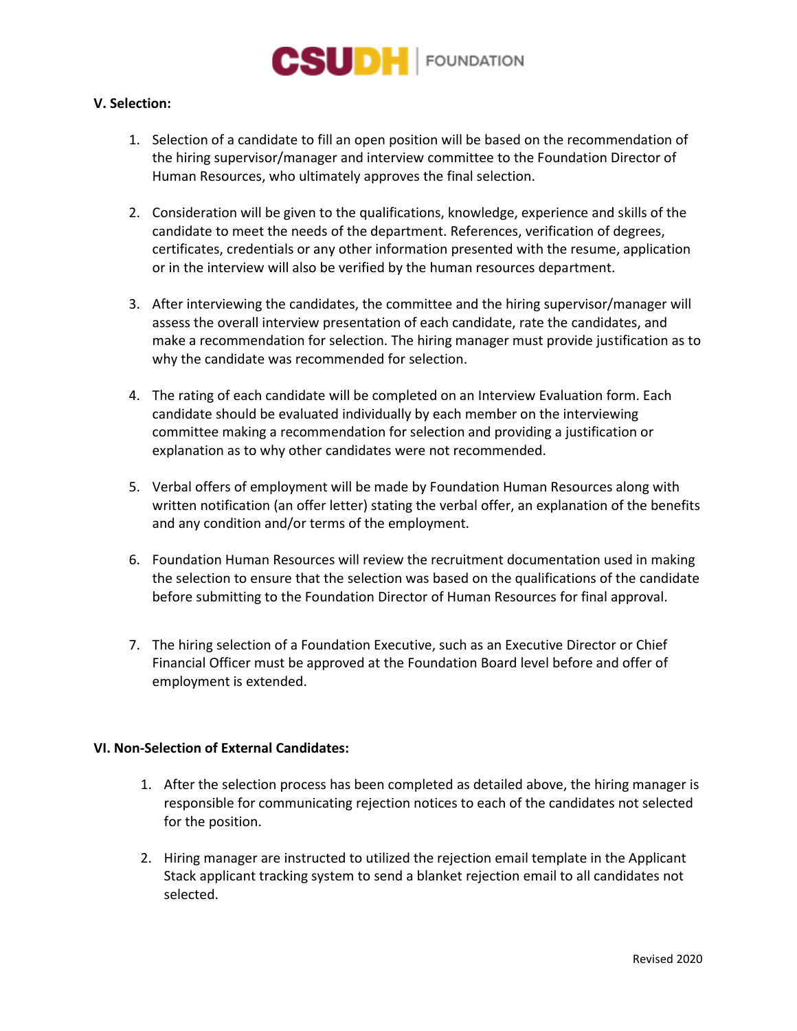**V. Selection:**

1. Selection of a candidate to fill an open position will be based on the recommendation of the hiring supervisor/manager and interview committee to the Foundation Director of Human Resources, who ultimately approves the final selection.

2. Consideration will be given to the qualifications, knowledge, experience and skills of the candidate to meet the needs of the department. References, verification of degrees, certificates, credentials or any other information presented with the resume, application or in the interview will also be verified by the human resources department.

3. After interviewing the candidates, the committee and the hiring supervisor/manager will assess the overall interview presentation of each candidate, rate the candidates, and make a recommendation for selection. The hiring manager must provide justification as to why the candidate was recommended for selection.

4. The rating of each candidate will be completed on an Interview Evaluation form. Each candidate should be evaluated individually by each member on the interviewing committee making a recommendation for selection and providing a justification or explanation as to why other candidates were not recommended.

5. Verbal offers of employment will be made by Foundation Human Resources along with written notification (an offer letter) stating the verbal offer, an explanation of the benefits and any condition and/or terms of the employment.

6. Foundation Human Resources will review the recruitment documentation used in making the selection to ensure that the selection was based on the qualifications of the candidate before submitting to the Foundation Director of Human Resources for final approval.

7. The hiring selection of a Foundation Executive, such as an Executive Director or Chief Financial Officer must be approved at the Foundation Board level before and offer of employment is extended.

**VI. Non-Selection of External Candidates:**

1. After the selection process has been completed as detailed above, the hiring manager is responsible for communicating rejection notices to each of the candidates not selected for the position.

2. Hiring manager are instructed to utilized the rejection email template in the Applicant Stack applicant tracking system to send a blanket rejection email to all candidates not selected.

Revised 2020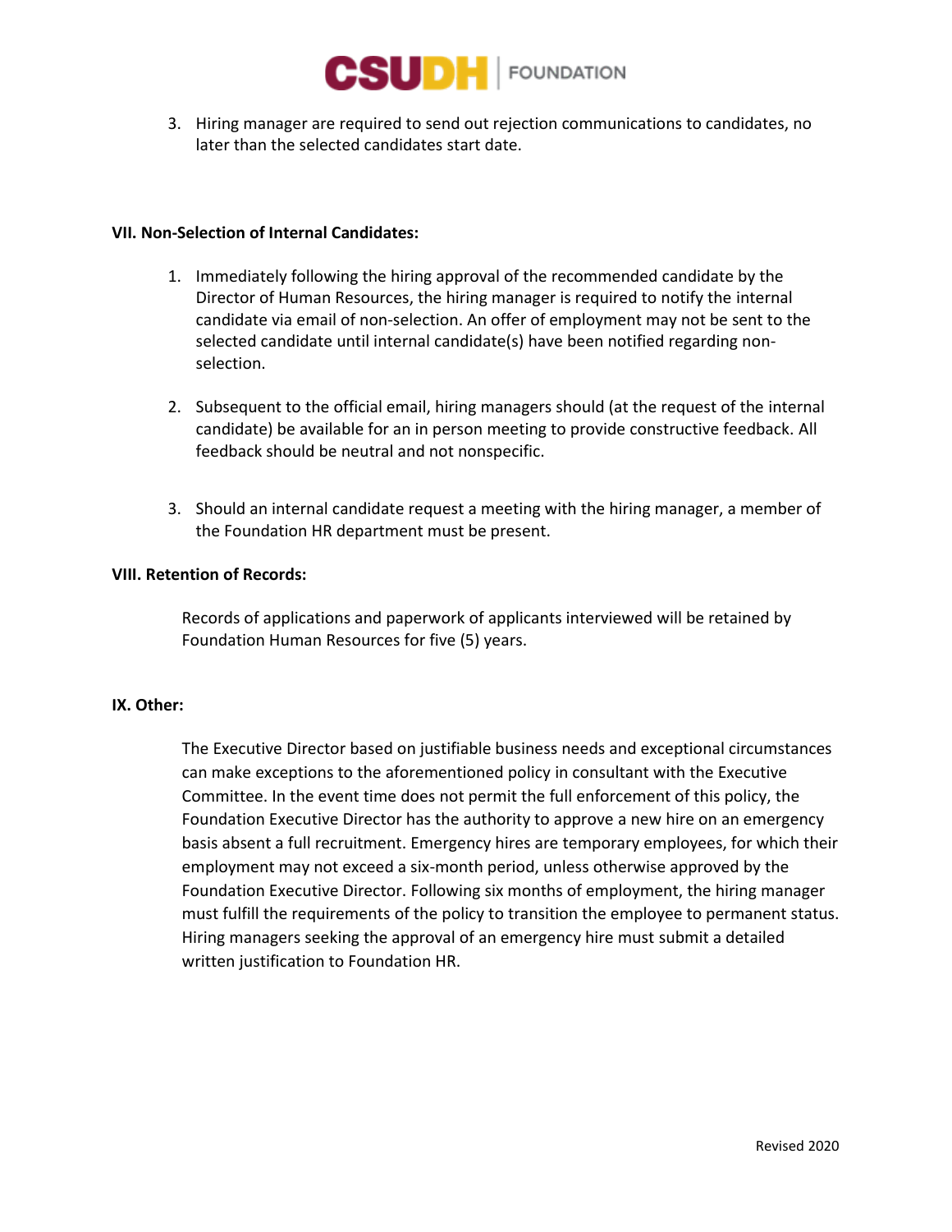3. Hiring manager are required to send out rejection communications to candidates, no later than the selected candidates start date.

**VII. Non-Selection of Internal Candidates:**

1. Immediately following the hiring approval of the recommended candidate by the Director of Human Resources, the hiring manager is required to notify the internal candidate via email of non-selection. An offer of employment may not be sent to the selected candidate until internal candidate(s) have been notified regarding non-selection.

2. Subsequent to the official email, hiring managers should (at the request of the internal candidate) be available for an in person meeting to provide constructive feedback. All feedback should be neutral and not nonspecific.

3. Should an internal candidate request a meeting with the hiring manager, a member of the Foundation HR department must be present.

**VIII. Retention of Records:**

Records of applications and paperwork of applicants interviewed will be retained by Foundation Human Resources for five (5) years.

**IX. Other:**

The Executive Director based on justifiable business needs and exceptional circumstances can make exceptions to the aforementioned policy in consultant with the Executive Committee. In the event time does not permit the full enforcement of this policy, the Foundation Executive Director has the authority to approve a new hire on an emergency basis absent a full recruitment. Emergency hires are temporary employees, for which their employment may not exceed a six-month period, unless otherwise approved by the Foundation Executive Director. Following six months of employment, the hiring manager must fulfill the requirements of the policy to transition the employee to permanent status. Hiring managers seeking the approval of an emergency hire must submit a detailed written justification to Foundation HR.

Revised 2020